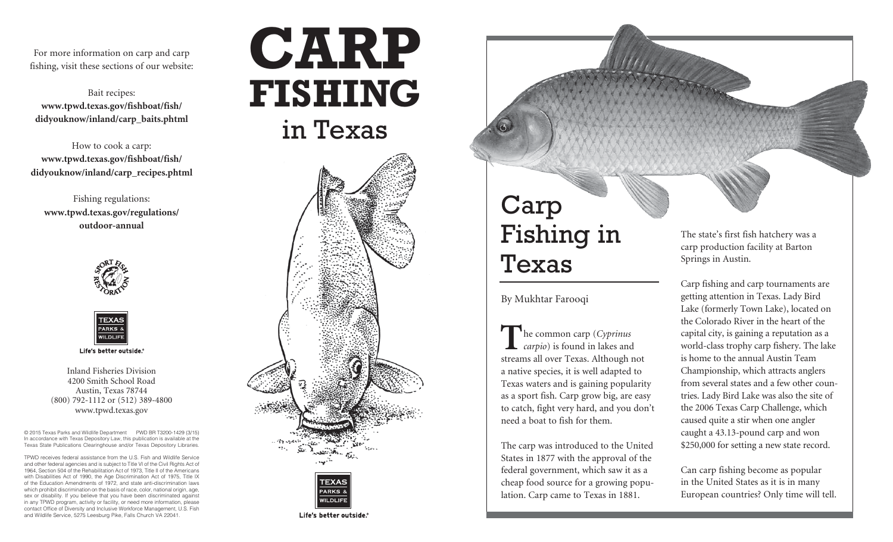For more information on carp and carp fishing, visit these sections of our website:

Bait recipes:
**www.tpwd.texas.gov/fishboat/fish/didyouknow/inland/carp_baits.phtml**

How to cook a carp:
**www.tpwd.texas.gov/fishboat/fish/didyouknow/inland/carp_recipes.phtml**

Fishing regulations:
**www.tpwd.texas.gov/regulations/outdoor-annual**

Life's better outside.®

Inland Fisheries Division
4200 Smith School Road
Austin, Texas 78744
(800) 792-1112 or (512) 389-4800
www.tpwd.texas.gov

© 2015 Texas Parks and Wildlife Department PWD BR T3200-1429 (3/15)
In accordance with Texas Depository Law, this publication is available at the Texas State Publications Clearinghouse and/or Texas Depository Libraries.

TPWD receives federal assistance from the U.S. Fish and Wildlife Service and other federal agencies and is subject to Title VI of the Civil Rights Act of 1964, Section 504 of the Rehabilitation Act of 1973, Title II of the Americans with Disabilities Act of 1990, the Age Discrimination Act of 1975, Title IX of the Education Amendments of 1972, and state anti-discrimination laws which prohibit discrimination on the basis of race, color, national origin, age, sex or disability. If you believe that you have been discriminated against in any TPWD program, activity or facility, or need more information, please contact Office of Diversity and Inclusive Workforce Management, U.S. Fish and Wildlife Service, 5275 Leesburg Pike, Falls Church VA 22041.

# CARP FISHING in Texas

Life's better outside.®

# Carp Fishing in Texas

By Mukhtar Farooqi

The common carp (*Cyprinus carpio*) is found in lakes and streams all over Texas. Although not a native species, it is well adapted to Texas waters and is gaining popularity as a sport fish. Carp grow big, are easy to catch, fight very hard, and you don't need a boat to fish for them.

The carp was introduced to the United States in 1877 with the approval of the federal government, which saw it as a cheap food source for a growing population. Carp came to Texas in 1881.

The state's first fish hatchery was a carp production facility at Barton Springs in Austin.

Carp fishing and carp tournaments are getting attention in Texas. Lady Bird Lake (formerly Town Lake), located on the Colorado River in the heart of the capital city, is gaining a reputation as a world-class trophy carp fishery. The lake is home to the annual Austin Team Championship, which attracts anglers from several states and a few other countries. Lady Bird Lake was also the site of the 2006 Texas Carp Challenge, which caused quite a stir when one angler caught a 43.13-pound carp and won $250,000 for setting a new state record.

Can carp fishing become as popular in the United States as it is in many European countries? Only time will tell.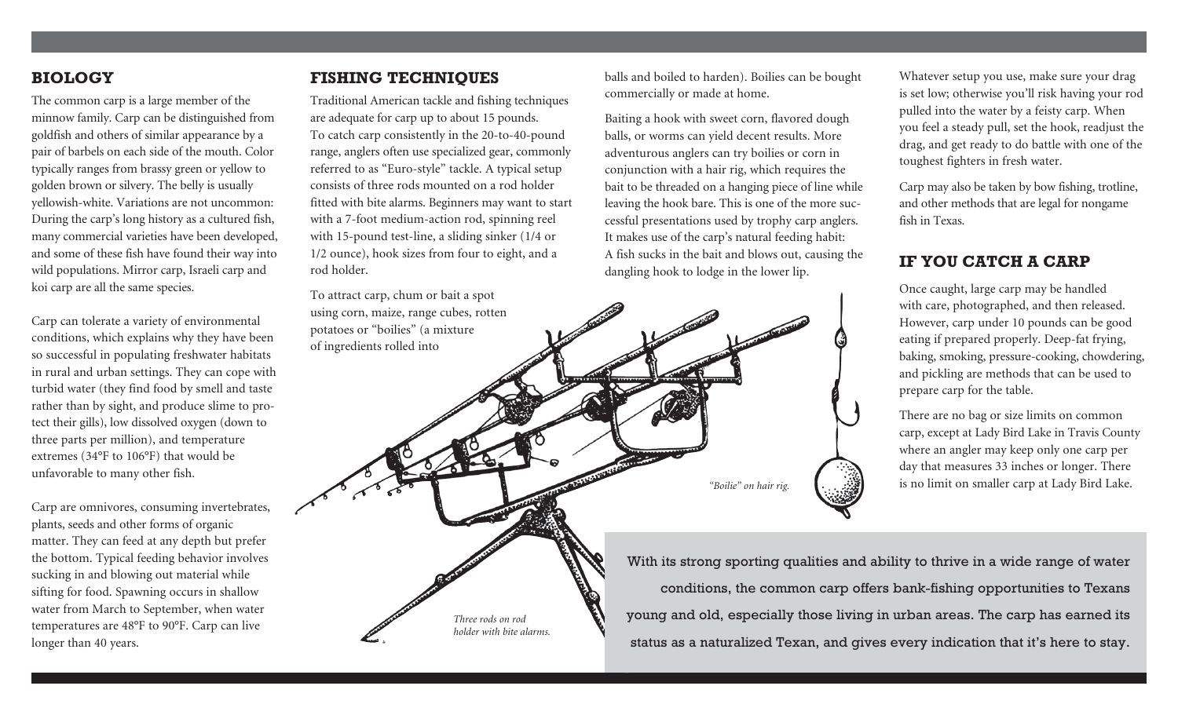## BIOLOGY

The common carp is a large member of the minnow family. Carp can be distinguished from goldfish and others of similar appearance by a pair of barbels on each side of the mouth. Color typically ranges from brassy green or yellow to golden brown or silvery. The belly is usually yellowish-white. Variations are not uncommon: During the carp's long history as a cultured fish, many commercial varieties have been developed, and some of these fish have found their way into wild populations. Mirror carp, Israeli carp and koi carp are all the same species.

Carp can tolerate a variety of environmental conditions, which explains why they have been so successful in populating freshwater habitats in rural and urban settings. They can cope with turbid water (they find food by smell and taste rather than by sight, and produce slime to protect their gills), low dissolved oxygen (down to three parts per million), and temperature extremes (34°F to 106°F) that would be unfavorable to many other fish.

Carp are omnivores, consuming invertebrates, plants, seeds and other forms of organic matter. They can feed at any depth but prefer the bottom. Typical feeding behavior involves sucking in and blowing out material while sifting for food. Spawning occurs in shallow water from March to September, when water temperatures are 48°F to 90°F. Carp can live longer than 40 years.

## FISHING TECHNIQUES

Traditional American tackle and fishing techniques are adequate for carp up to about 15 pounds. To catch carp consistently in the 20-to-40-pound range, anglers often use specialized gear, commonly referred to as "Euro-style" tackle. A typical setup consists of three rods mounted on a rod holder fitted with bite alarms. Beginners may want to start with a 7-foot medium-action rod, spinning reel with 15-pound test-line, a sliding sinker (1/4 or 1/2 ounce), hook sizes from four to eight, and a rod holder.

To attract carp, chum or bait a spot using corn, maize, range cubes, rotten potatoes or "boilies" (a mixture of ingredients rolled into balls and boiled to harden). Boilies can be bought commercially or made at home.

Baiting a hook with sweet corn, flavored dough balls, or worms can yield decent results. More adventurous anglers can try boilies or corn in conjunction with a hair rig, which requires the bait to be threaded on a hanging piece of line while leaving the hook bare. This is one of the more successful presentations used by trophy carp anglers. It makes use of the carp's natural feeding habit: A fish sucks in the bait and blows out, causing the dangling hook to lodge in the lower lip.

*Three rods on rod holder with bite alarms.*

*"Boilie" on hair rig.*

Whatever setup you use, make sure your drag is set low; otherwise you'll risk having your rod pulled into the water by a feisty carp. When you feel a steady pull, set the hook, readjust the drag, and get ready to do battle with one of the toughest fighters in fresh water.

Carp may also be taken by bow fishing, trotline, and other methods that are legal for nongame fish in Texas.

## IF YOU CATCH A CARP

Once caught, large carp may be handled with care, photographed, and then released. However, carp under 10 pounds can be good eating if prepared properly. Deep-fat frying, baking, smoking, pressure-cooking, chowdering, and pickling are methods that can be used to prepare carp for the table.

There are no bag or size limits on common carp, except at Lady Bird Lake in Travis County where an angler may keep only one carp per day that measures 33 inches or longer. There is no limit on smaller carp at Lady Bird Lake.

With its strong sporting qualities and ability to thrive in a wide range of water conditions, the common carp offers bank-fishing opportunities to Texans young and old, especially those living in urban areas. The carp has earned its status as a naturalized Texan, and gives every indication that it's here to stay.